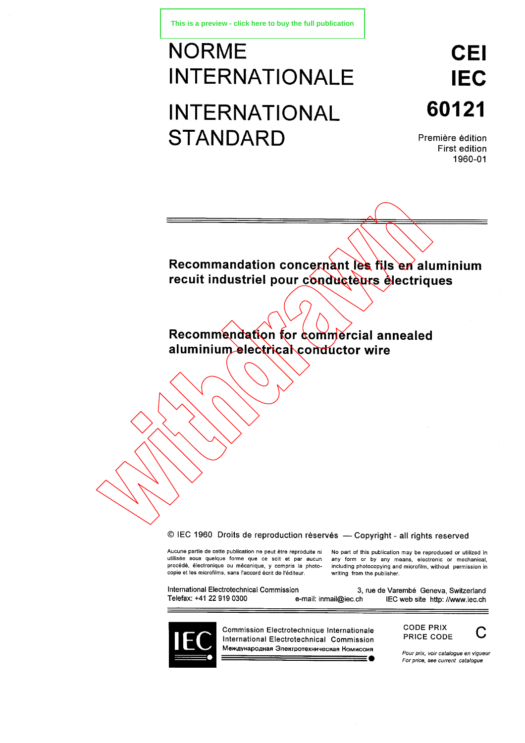This is a preview - click here to buy the full publication

# NORME INTERNATIONALE

# INTERNATIONAL STANDARD

**CEI**
**IEC**
**60121**

Première édition
First edition
1960-01

## Recommandation concernant les fils en aluminium recuit industriel pour conducteurs électriques

## Recommendation for commercial annealed aluminium electrical conductor wire

Withdrawn

© IEC 1960 Droits de reproduction réservés — Copyright - all rights reserved

Aucune partie de cette publication ne peut être reproduite ni utilisée sous quelque forme que ce soit et par aucun procédé, électronique ou mécanique, y compris la photocopie et les microfilms, sans l'accord écrit de l'éditeur.

No part of this publication may be reproduced or utilized in any form or by any means, electronic or mechanical, including photocopying and microfilm, without permission in writing from the publisher.

International Electrotechnical Commission 3, rue de Varembé Geneva, Switzerland
Telefax: +41 22 919 0300 e-mail: inmail@iec.ch IEC web site http: //www.iec.ch

IEC

Commission Electrotechnique Internationale
International Electrotechnical Commission
Международная Электротехническая Комиссия

CODE PRIX
PRICE CODE C

*Pour prix, voir catalogue en vigueur*
*For price, see current catalogue*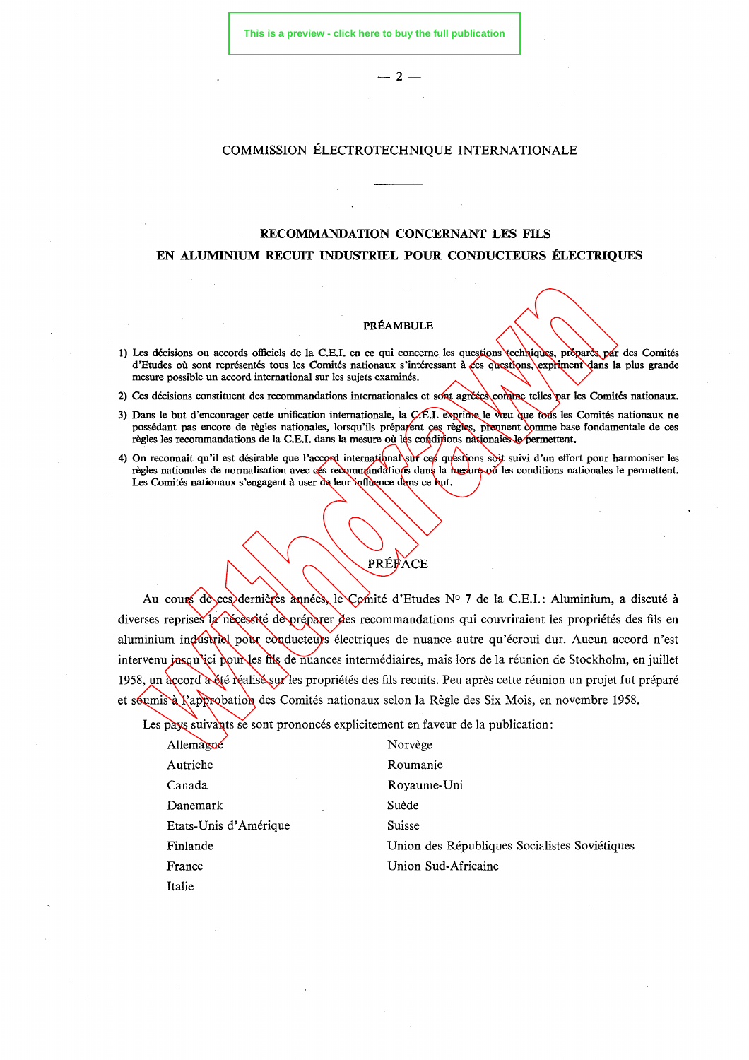COMMISSION ÉLECTROTECHNIQUE INTERNATIONALE

---

# RECOMMANDATION CONCERNANT LES FILS EN ALUMINIUM RECUIT INDUSTRIEL POUR CONDUCTEURS ÉLECTRIQUES

## PRÉAMBULE

1) Les décisions ou accords officiels de la C.E.I. en ce qui concerne les questions techniques, préparés par des Comités d'Etudes où sont représentés tous les Comités nationaux s'intéressant à ces questions, expriment dans la plus grande mesure possible un accord international sur les sujets examinés.

2) Ces décisions constituent des recommandations internationales et sont agréées comme telles par les Comités nationaux.

3) Dans le but d'encourager cette unification internationale, la C.E.I. exprime le vœu que tous les Comités nationaux ne possédant pas encore de règles nationales, lorsqu'ils préparent ces règles, prennent comme base fondamentale de ces règles les recommandations de la C.E.I. dans la mesure où les conditions nationales le permettent.

4) On reconnaît qu'il est désirable que l'accord international sur ces questions soit suivi d'un effort pour harmoniser les règles nationales de normalisation avec ces recommandations dans la mesure où les conditions nationales le permettent. Les Comités nationaux s'engagent à user de leur influence dans ce but.

## PRÉFACE

Au cours de ces dernières années, le Comité d'Etudes No 7 de la C.E.I.: Aluminium, a discuté à diverses reprises la nécessité de préparer des recommandations qui couvriraient les propriétés des fils en aluminium industriel pour conducteurs électriques de nuance autre qu'écroui dur. Aucun accord n'est intervenu jusqu'ici pour les fils de nuances intermédiaires, mais lors de la réunion de Stockholm, en juillet 1958, un accord a été réalisé sur les propriétés des fils recuits. Peu après cette réunion un projet fut préparé et soumis à l'approbation des Comités nationaux selon la Règle des Six Mois, en novembre 1958.

Les pays suivants se sont prononcés explicitement en faveur de la publication:

- Allemagne
- Autriche
- Canada
- Danemark
- Etats-Unis d'Amérique
- Finlande
- France
- Italie
- Norvège
- Roumanie
- Royaume-Uni
- Suède
- Suisse
- Union des Républiques Socialistes Soviétiques
- Union Sud-Africaine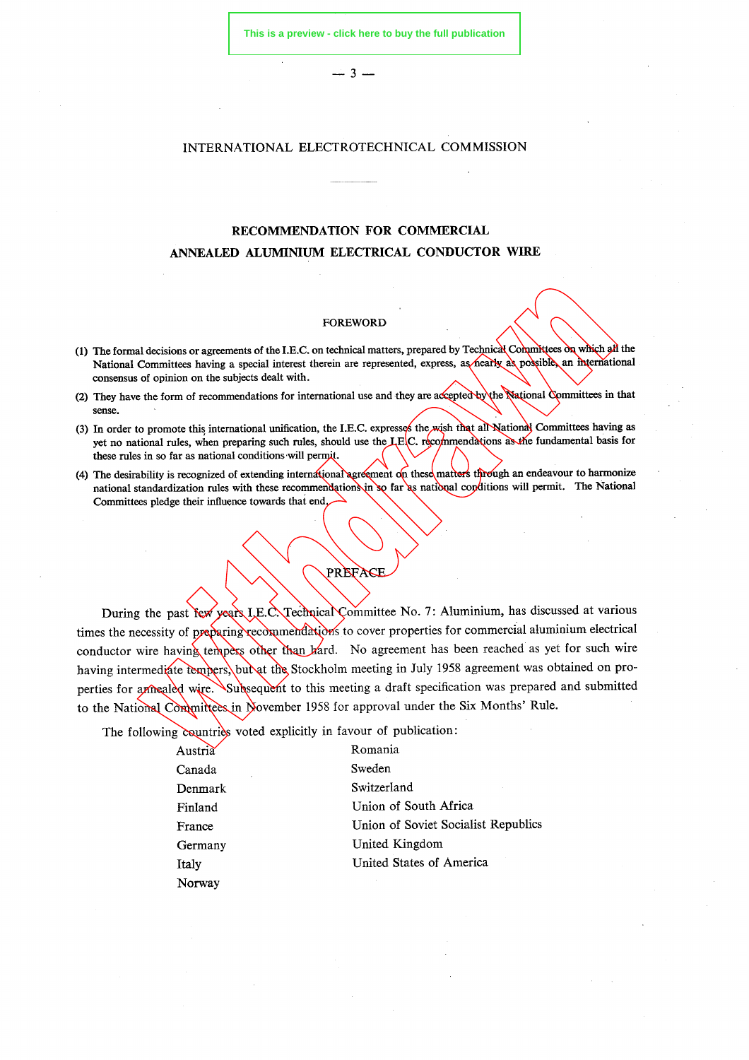# INTERNATIONAL ELECTROTECHNICAL COMMISSION

## RECOMMENDATION FOR COMMERCIAL ANNEALED ALUMINIUM ELECTRICAL CONDUCTOR WIRE

### FOREWORD

(1) The formal decisions or agreements of the I.E.C. on technical matters, prepared by Technical Committees on which all the National Committees having a special interest therein are represented, express, as nearly as possible, an international consensus of opinion on the subjects dealt with.

(2) They have the form of recommendations for international use and they are accepted by the National Committees in that sense.

(3) In order to promote this international unification, the I.E.C. expresses the wish that all National Committees having as yet no national rules, when preparing such rules, should use the I.E.C. recommendations as the fundamental basis for these rules in so far as national conditions will permit.

(4) The desirability is recognized of extending international agreement on these matters through an endeavour to harmonize national standardization rules with these recommendations in so far as national conditions will permit. The National Committees pledge their influence towards that end.

### PREFACE

During the past few years I.E.C. Technical Committee No. 7: Aluminium, has discussed at various times the necessity of preparing recommendations to cover properties for commercial aluminium electrical conductor wire having tempers other than hard. No agreement has been reached as yet for such wire having intermediate tempers, but at the Stockholm meeting in July 1958 agreement was obtained on properties for annealed wire. Subsequent to this meeting a draft specification was prepared and submitted to the National Committees in November 1958 for approval under the Six Months' Rule.

The following countries voted explicitly in favour of publication:

- Austria
- Canada
- Denmark
- Finland
- France
- Germany
- Italy
- Norway
- Romania
- Sweden
- Switzerland
- Union of South Africa
- Union of Soviet Socialist Republics
- United Kingdom
- United States of America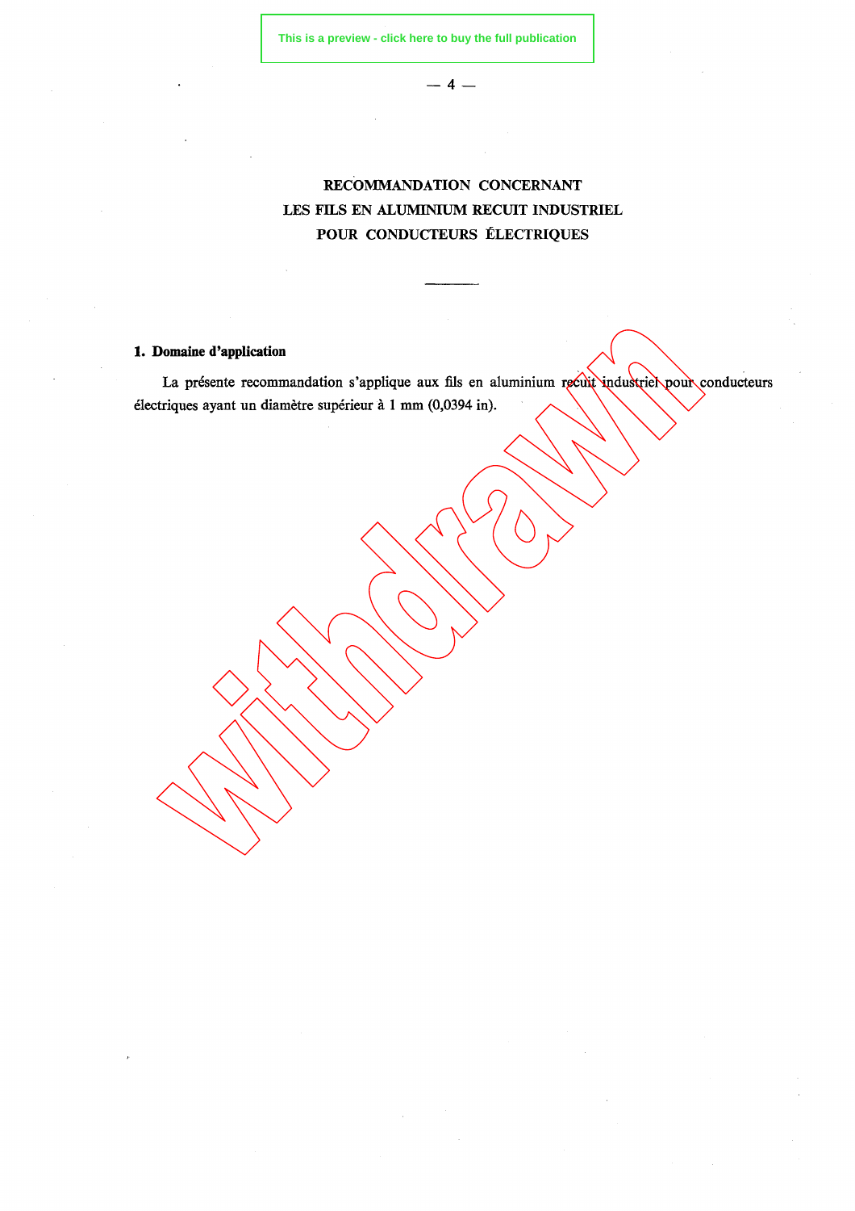# RECOMMANDATION CONCERNANT LES FILS EN ALUMINIUM RECUIT INDUSTRIEL POUR CONDUCTEURS ÉLECTRIQUES

## 1. Domaine d'application

La présente recommandation s'applique aux fils en aluminium recuit industriel pour conducteurs électriques ayant un diamètre supérieur à 1 mm (0,0394 in).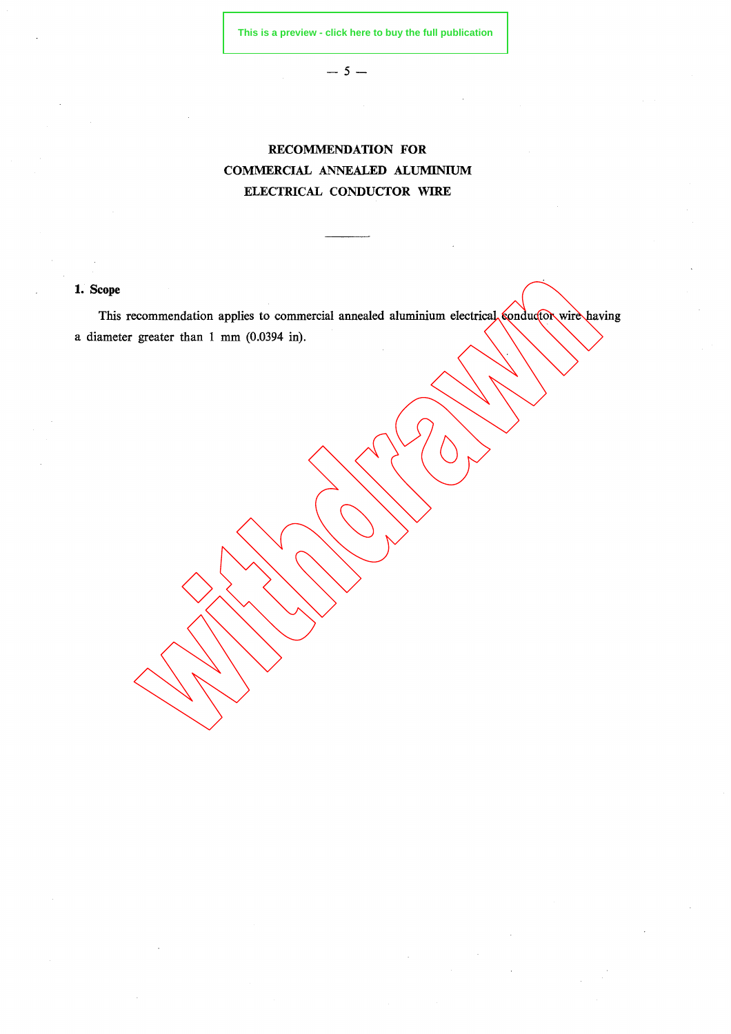# RECOMMENDATION FOR COMMERCIAL ANNEALED ALUMINIUM ELECTRICAL CONDUCTOR WIRE

## 1. Scope

This recommendation applies to commercial annealed aluminium electrical conductor wire having a diameter greater than 1 mm (0.0394 in).